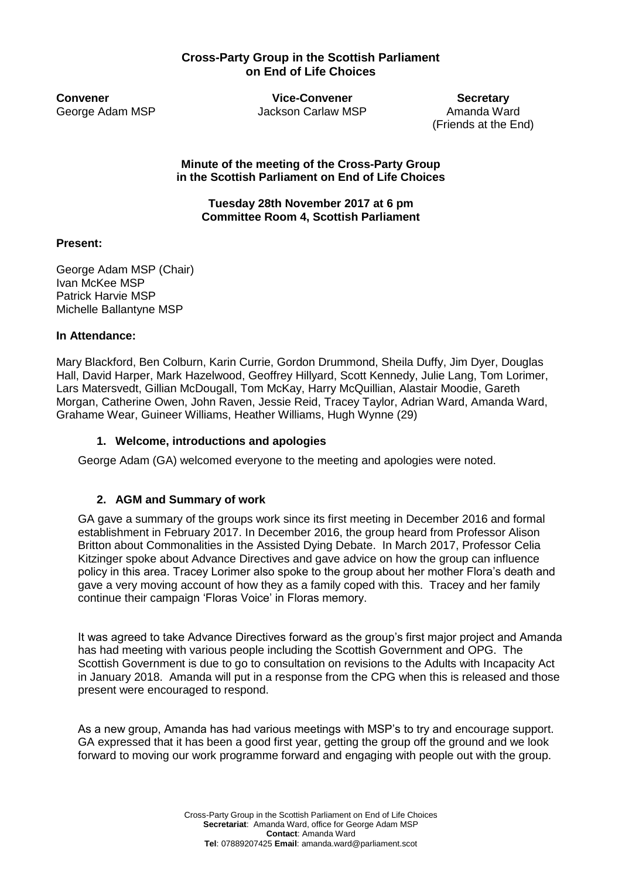# Cross-Party Group in the Scottish Parliament on End of Life Choices

| **Convener** | **Vice-Convener** | **Secretary** |
|---|---|---|
| George Adam MSP | Jackson Carlaw MSP | Amanda Ward (Friends at the End) |

## Minute of the meeting of the Cross-Party Group in the Scottish Parliament on End of Life Choices

**Tuesday 28th November 2017 at 6 pm**
**Committee Room 4, Scottish Parliament**

**Present:**

George Adam MSP (Chair)
Ivan McKee MSP
Patrick Harvie MSP
Michelle Ballantyne MSP

**In Attendance:**

Mary Blackford, Ben Colburn, Karin Currie, Gordon Drummond, Sheila Duffy, Jim Dyer, Douglas Hall, David Harper, Mark Hazelwood, Geoffrey Hillyard, Scott Kennedy, Julie Lang, Tom Lorimer, Lars Matersvedt, Gillian McDougall, Tom McKay, Harry McQuillian, Alastair Moodie, Gareth Morgan, Catherine Owen, John Raven, Jessie Reid, Tracey Taylor, Adrian Ward, Amanda Ward, Grahame Wear, Guineer Williams, Heather Williams, Hugh Wynne (29)

### 1. Welcome, introductions and apologies

George Adam (GA) welcomed everyone to the meeting and apologies were noted.

### 2. AGM and Summary of work

GA gave a summary of the groups work since its first meeting in December 2016 and formal establishment in February 2017. In December 2016, the group heard from Professor Alison Britton about Commonalities in the Assisted Dying Debate. In March 2017, Professor Celia Kitzinger spoke about Advance Directives and gave advice on how the group can influence policy in this area. Tracey Lorimer also spoke to the group about her mother Flora's death and gave a very moving account of how they as a family coped with this. Tracey and her family continue their campaign 'Floras Voice' in Floras memory.

It was agreed to take Advance Directives forward as the group's first major project and Amanda has had meeting with various people including the Scottish Government and OPG. The Scottish Government is due to go to consultation on revisions to the Adults with Incapacity Act in January 2018. Amanda will put in a response from the CPG when this is released and those present were encouraged to respond.

As a new group, Amanda has had various meetings with MSP's to try and encourage support. GA expressed that it has been a good first year, getting the group off the ground and we look forward to moving our work programme forward and engaging with people out with the group.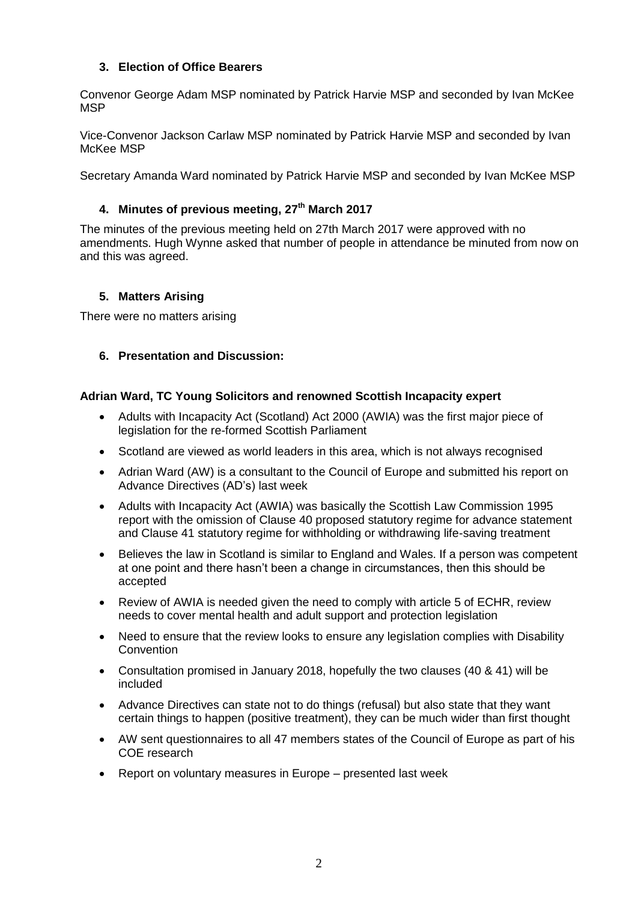## 3. Election of Office Bearers

Convenor George Adam MSP nominated by Patrick Harvie MSP and seconded by Ivan McKee MSP

Vice-Convenor Jackson Carlaw MSP nominated by Patrick Harvie MSP and seconded by Ivan McKee MSP

Secretary Amanda Ward nominated by Patrick Harvie MSP and seconded by Ivan McKee MSP

## 4. Minutes of previous meeting, 27th March 2017

The minutes of the previous meeting held on 27th March 2017 were approved with no amendments. Hugh Wynne asked that number of people in attendance be minuted from now on and this was agreed.

## 5. Matters Arising

There were no matters arising

## 6. Presentation and Discussion:

**Adrian Ward, TC Young Solicitors and renowned Scottish Incapacity expert**

- Adults with Incapacity Act (Scotland) Act 2000 (AWIA) was the first major piece of legislation for the re-formed Scottish Parliament
- Scotland are viewed as world leaders in this area, which is not always recognised
- Adrian Ward (AW) is a consultant to the Council of Europe and submitted his report on Advance Directives (AD's) last week
- Adults with Incapacity Act (AWIA) was basically the Scottish Law Commission 1995 report with the omission of Clause 40 proposed statutory regime for advance statement and Clause 41 statutory regime for withholding or withdrawing life-saving treatment
- Believes the law in Scotland is similar to England and Wales. If a person was competent at one point and there hasn't been a change in circumstances, then this should be accepted
- Review of AWIA is needed given the need to comply with article 5 of ECHR, review needs to cover mental health and adult support and protection legislation
- Need to ensure that the review looks to ensure any legislation complies with Disability Convention
- Consultation promised in January 2018, hopefully the two clauses (40 & 41) will be included
- Advance Directives can state not to do things (refusal) but also state that they want certain things to happen (positive treatment), they can be much wider than first thought
- AW sent questionnaires to all 47 members states of the Council of Europe as part of his COE research
- Report on voluntary measures in Europe – presented last week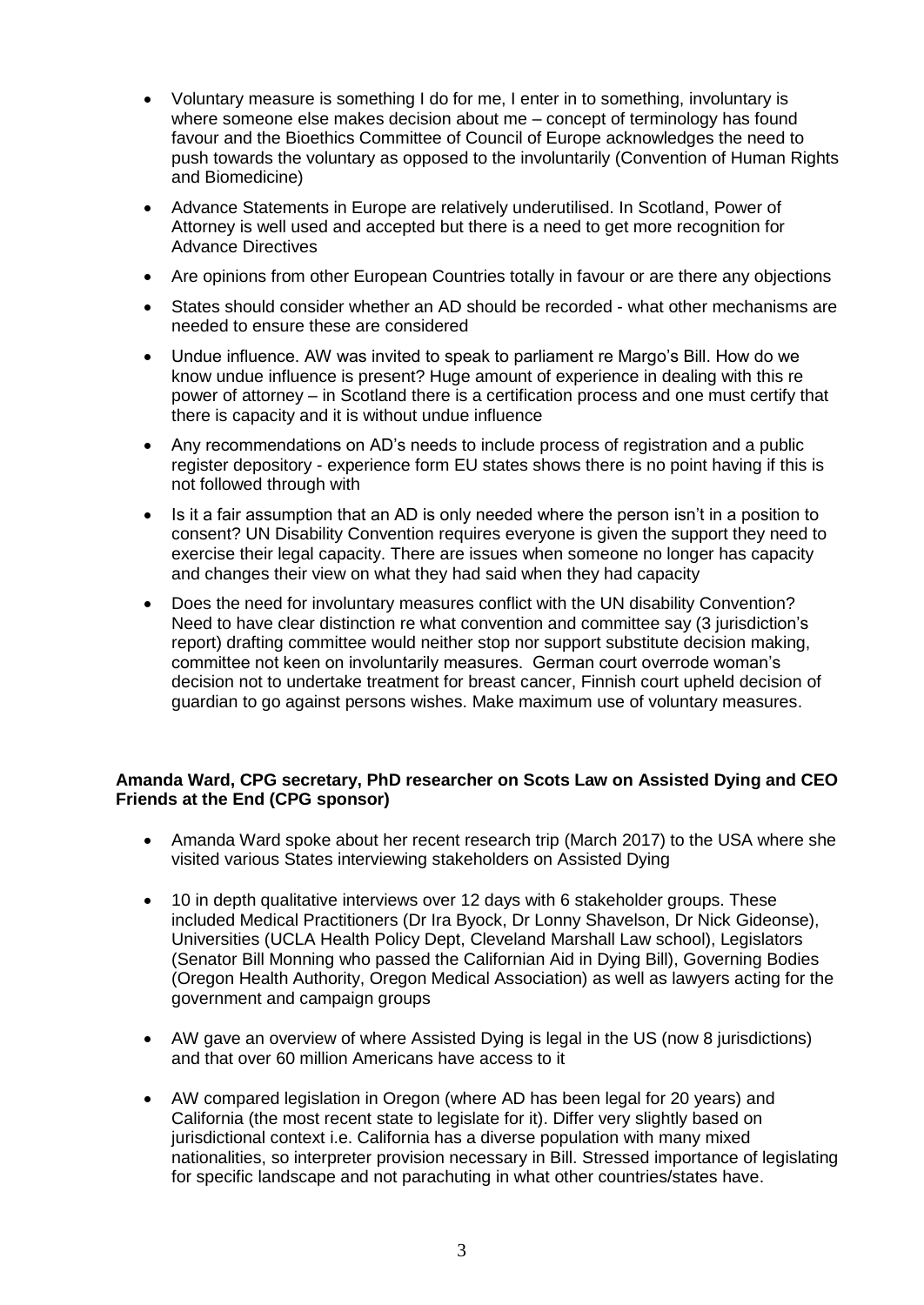- Voluntary measure is something I do for me, I enter in to something, involuntary is where someone else makes decision about me – concept of terminology has found favour and the Bioethics Committee of Council of Europe acknowledges the need to push towards the voluntary as opposed to the involuntarily (Convention of Human Rights and Biomedicine)
- Advance Statements in Europe are relatively underutilised. In Scotland, Power of Attorney is well used and accepted but there is a need to get more recognition for Advance Directives
- Are opinions from other European Countries totally in favour or are there any objections
- States should consider whether an AD should be recorded - what other mechanisms are needed to ensure these are considered
- Undue influence. AW was invited to speak to parliament re Margo's Bill. How do we know undue influence is present? Huge amount of experience in dealing with this re power of attorney – in Scotland there is a certification process and one must certify that there is capacity and it is without undue influence
- Any recommendations on AD's needs to include process of registration and a public register depository - experience form EU states shows there is no point having if this is not followed through with
- Is it a fair assumption that an AD is only needed where the person isn't in a position to consent? UN Disability Convention requires everyone is given the support they need to exercise their legal capacity. There are issues when someone no longer has capacity and changes their view on what they had said when they had capacity
- Does the need for involuntary measures conflict with the UN disability Convention? Need to have clear distinction re what convention and committee say (3 jurisdiction's report) drafting committee would neither stop nor support substitute decision making, committee not keen on involuntarily measures. German court overrode woman's decision not to undertake treatment for breast cancer, Finnish court upheld decision of guardian to go against persons wishes. Make maximum use of voluntary measures.

**Amanda Ward, CPG secretary, PhD researcher on Scots Law on Assisted Dying and CEO Friends at the End (CPG sponsor)**

- Amanda Ward spoke about her recent research trip (March 2017) to the USA where she visited various States interviewing stakeholders on Assisted Dying
- 10 in depth qualitative interviews over 12 days with 6 stakeholder groups. These included Medical Practitioners (Dr Ira Byock, Dr Lonny Shavelson, Dr Nick Gideonse), Universities (UCLA Health Policy Dept, Cleveland Marshall Law school), Legislators (Senator Bill Monning who passed the Californian Aid in Dying Bill), Governing Bodies (Oregon Health Authority, Oregon Medical Association) as well as lawyers acting for the government and campaign groups
- AW gave an overview of where Assisted Dying is legal in the US (now 8 jurisdictions) and that over 60 million Americans have access to it
- AW compared legislation in Oregon (where AD has been legal for 20 years) and California (the most recent state to legislate for it). Differ very slightly based on jurisdictional context i.e. California has a diverse population with many mixed nationalities, so interpreter provision necessary in Bill. Stressed importance of legislating for specific landscape and not parachuting in what other countries/states have.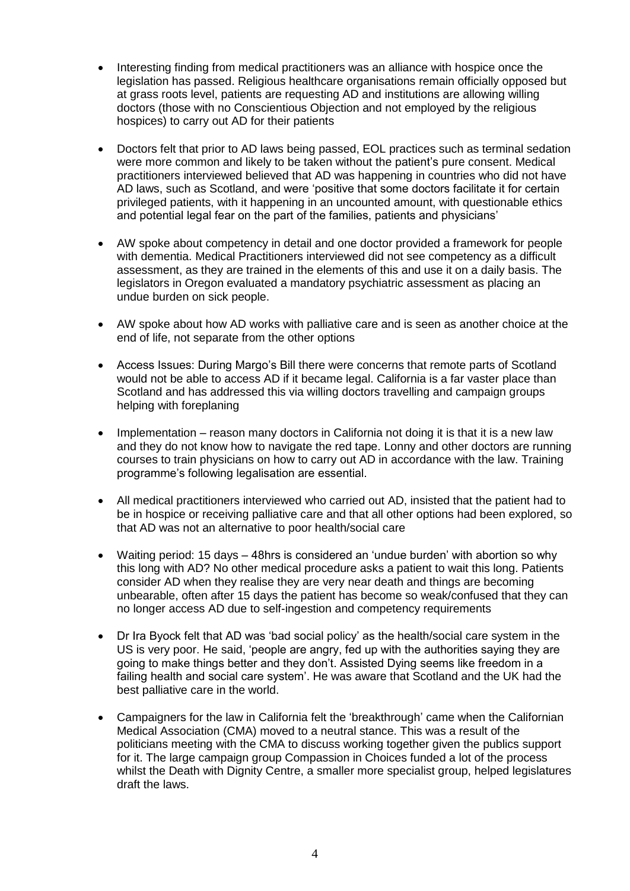- Interesting finding from medical practitioners was an alliance with hospice once the legislation has passed. Religious healthcare organisations remain officially opposed but at grass roots level, patients are requesting AD and institutions are allowing willing doctors (those with no Conscientious Objection and not employed by the religious hospices) to carry out AD for their patients

- Doctors felt that prior to AD laws being passed, EOL practices such as terminal sedation were more common and likely to be taken without the patient's pure consent. Medical practitioners interviewed believed that AD was happening in countries who did not have AD laws, such as Scotland, and were 'positive that some doctors facilitate it for certain privileged patients, with it happening in an uncounted amount, with questionable ethics and potential legal fear on the part of the families, patients and physicians'

- AW spoke about competency in detail and one doctor provided a framework for people with dementia. Medical Practitioners interviewed did not see competency as a difficult assessment, as they are trained in the elements of this and use it on a daily basis. The legislators in Oregon evaluated a mandatory psychiatric assessment as placing an undue burden on sick people.

- AW spoke about how AD works with palliative care and is seen as another choice at the end of life, not separate from the other options

- Access Issues: During Margo's Bill there were concerns that remote parts of Scotland would not be able to access AD if it became legal. California is a far vaster place than Scotland and has addressed this via willing doctors travelling and campaign groups helping with foreplaning

- Implementation – reason many doctors in California not doing it is that it is a new law and they do not know how to navigate the red tape. Lonny and other doctors are running courses to train physicians on how to carry out AD in accordance with the law. Training programme's following legalisation are essential.

- All medical practitioners interviewed who carried out AD, insisted that the patient had to be in hospice or receiving palliative care and that all other options had been explored, so that AD was not an alternative to poor health/social care

- Waiting period: 15 days – 48hrs is considered an 'undue burden' with abortion so why this long with AD? No other medical procedure asks a patient to wait this long. Patients consider AD when they realise they are very near death and things are becoming unbearable, often after 15 days the patient has become so weak/confused that they can no longer access AD due to self-ingestion and competency requirements

- Dr Ira Byock felt that AD was 'bad social policy' as the health/social care system in the US is very poor. He said, 'people are angry, fed up with the authorities saying they are going to make things better and they don't. Assisted Dying seems like freedom in a failing health and social care system'. He was aware that Scotland and the UK had the best palliative care in the world.

- Campaigners for the law in California felt the 'breakthrough' came when the Californian Medical Association (CMA) moved to a neutral stance. This was a result of the politicians meeting with the CMA to discuss working together given the publics support for it. The large campaign group Compassion in Choices funded a lot of the process whilst the Death with Dignity Centre, a smaller more specialist group, helped legislatures draft the laws.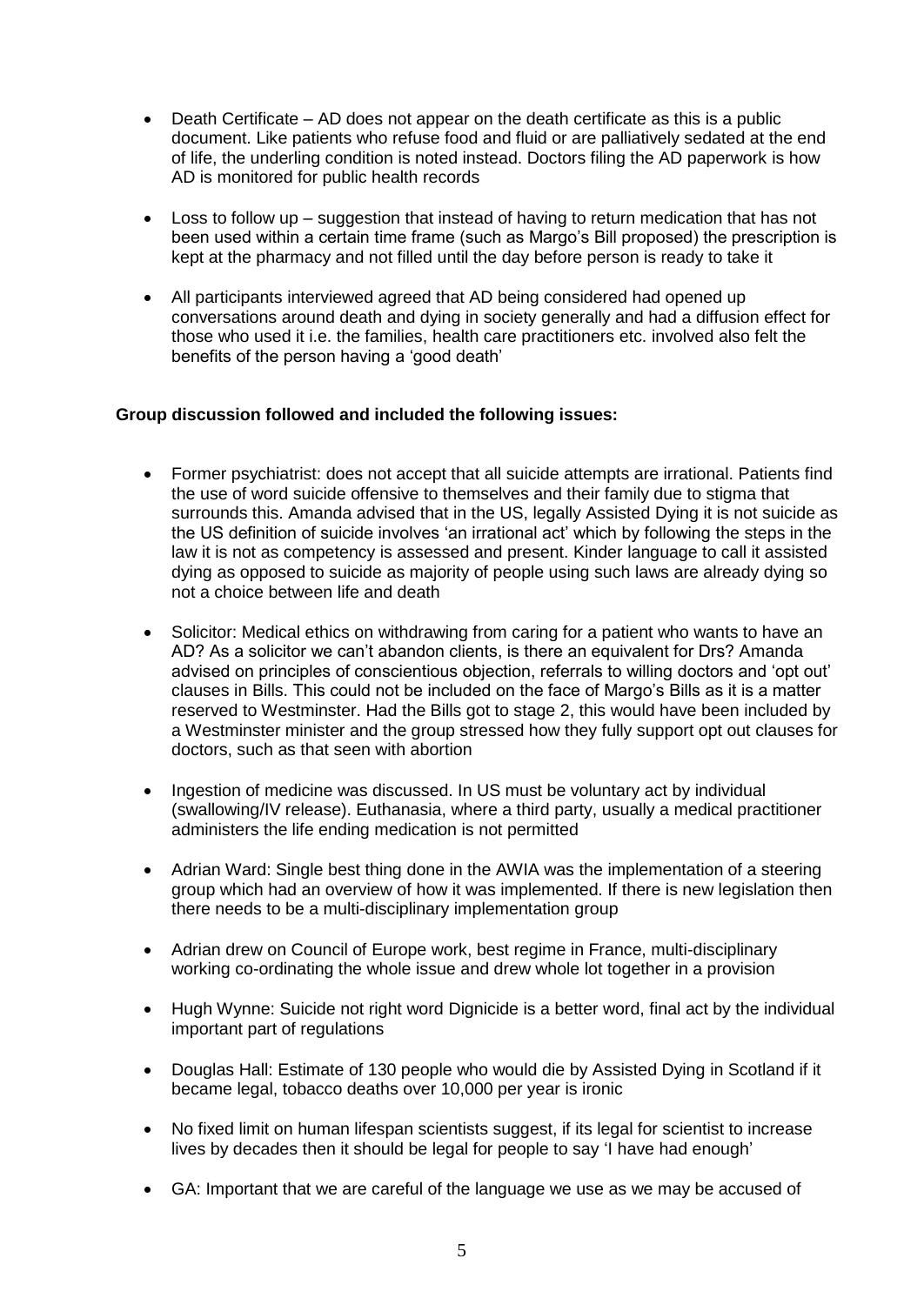- Death Certificate – AD does not appear on the death certificate as this is a public document. Like patients who refuse food and fluid or are palliatively sedated at the end of life, the underling condition is noted instead. Doctors filing the AD paperwork is how AD is monitored for public health records

- Loss to follow up – suggestion that instead of having to return medication that has not been used within a certain time frame (such as Margo's Bill proposed) the prescription is kept at the pharmacy and not filled until the day before person is ready to take it

- All participants interviewed agreed that AD being considered had opened up conversations around death and dying in society generally and had a diffusion effect for those who used it i.e. the families, health care practitioners etc. involved also felt the benefits of the person having a 'good death'

**Group discussion followed and included the following issues:**

- Former psychiatrist: does not accept that all suicide attempts are irrational. Patients find the use of word suicide offensive to themselves and their family due to stigma that surrounds this. Amanda advised that in the US, legally Assisted Dying it is not suicide as the US definition of suicide involves 'an irrational act' which by following the steps in the law it is not as competency is assessed and present. Kinder language to call it assisted dying as opposed to suicide as majority of people using such laws are already dying so not a choice between life and death

- Solicitor: Medical ethics on withdrawing from caring for a patient who wants to have an AD? As a solicitor we can't abandon clients, is there an equivalent for Drs? Amanda advised on principles of conscientious objection, referrals to willing doctors and 'opt out' clauses in Bills. This could not be included on the face of Margo's Bills as it is a matter reserved to Westminster. Had the Bills got to stage 2, this would have been included by a Westminster minister and the group stressed how they fully support opt out clauses for doctors, such as that seen with abortion

- Ingestion of medicine was discussed. In US must be voluntary act by individual (swallowing/IV release). Euthanasia, where a third party, usually a medical practitioner administers the life ending medication is not permitted

- Adrian Ward: Single best thing done in the AWIA was the implementation of a steering group which had an overview of how it was implemented. If there is new legislation then there needs to be a multi-disciplinary implementation group

- Adrian drew on Council of Europe work, best regime in France, multi-disciplinary working co-ordinating the whole issue and drew whole lot together in a provision

- Hugh Wynne: Suicide not right word Dignicide is a better word, final act by the individual important part of regulations

- Douglas Hall: Estimate of 130 people who would die by Assisted Dying in Scotland if it became legal, tobacco deaths over 10,000 per year is ironic

- No fixed limit on human lifespan scientists suggest, if its legal for scientist to increase lives by decades then it should be legal for people to say 'I have had enough'

- GA: Important that we are careful of the language we use as we may be accused of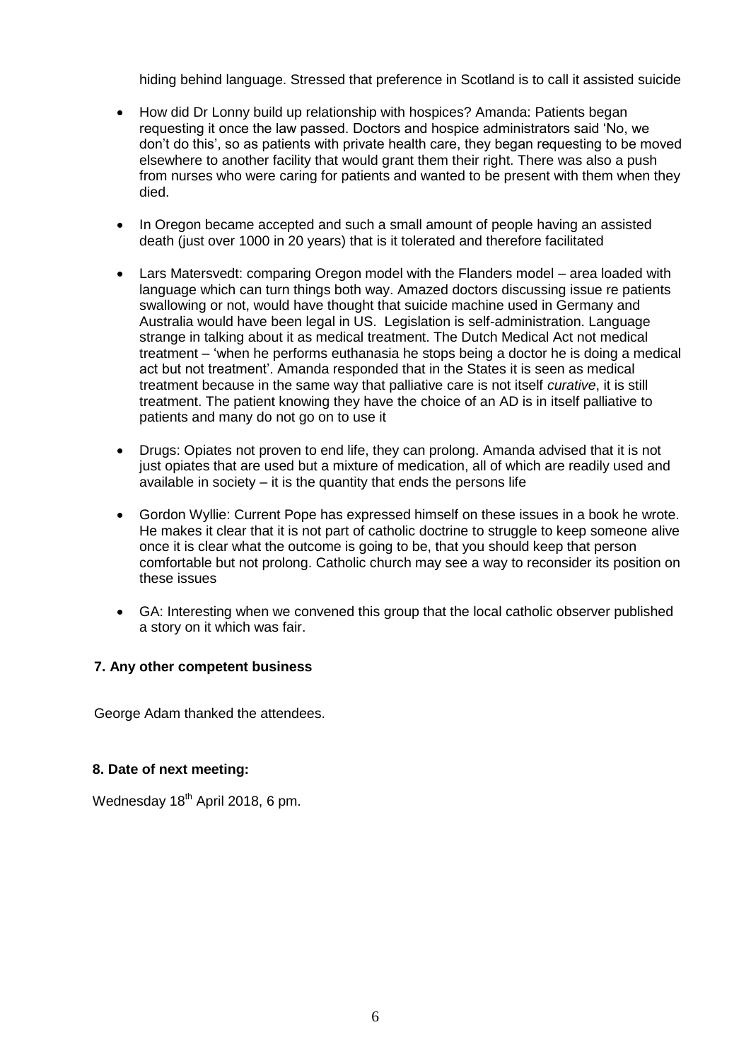hiding behind language. Stressed that preference in Scotland is to call it assisted suicide

- How did Dr Lonny build up relationship with hospices? Amanda: Patients began requesting it once the law passed. Doctors and hospice administrators said 'No, we don't do this', so as patients with private health care, they began requesting to be moved elsewhere to another facility that would grant them their right. There was also a push from nurses who were caring for patients and wanted to be present with them when they died.

- In Oregon became accepted and such a small amount of people having an assisted death (just over 1000 in 20 years) that is it tolerated and therefore facilitated

- Lars Matersvedt: comparing Oregon model with the Flanders model – area loaded with language which can turn things both way. Amazed doctors discussing issue re patients swallowing or not, would have thought that suicide machine used in Germany and Australia would have been legal in US. Legislation is self-administration. Language strange in talking about it as medical treatment. The Dutch Medical Act not medical treatment – 'when he performs euthanasia he stops being a doctor he is doing a medical act but not treatment'. Amanda responded that in the States it is seen as medical treatment because in the same way that palliative care is not itself *curative*, it is still treatment. The patient knowing they have the choice of an AD is in itself palliative to patients and many do not go on to use it

- Drugs: Opiates not proven to end life, they can prolong. Amanda advised that it is not just opiates that are used but a mixture of medication, all of which are readily used and available in society – it is the quantity that ends the persons life

- Gordon Wyllie: Current Pope has expressed himself on these issues in a book he wrote. He makes it clear that it is not part of catholic doctrine to struggle to keep someone alive once it is clear what the outcome is going to be, that you should keep that person comfortable but not prolong. Catholic church may see a way to reconsider its position on these issues

- GA: Interesting when we convened this group that the local catholic observer published a story on it which was fair.

**7. Any other competent business**

George Adam thanked the attendees.

**8. Date of next meeting:**

Wednesday 18th April 2018, 6 pm.